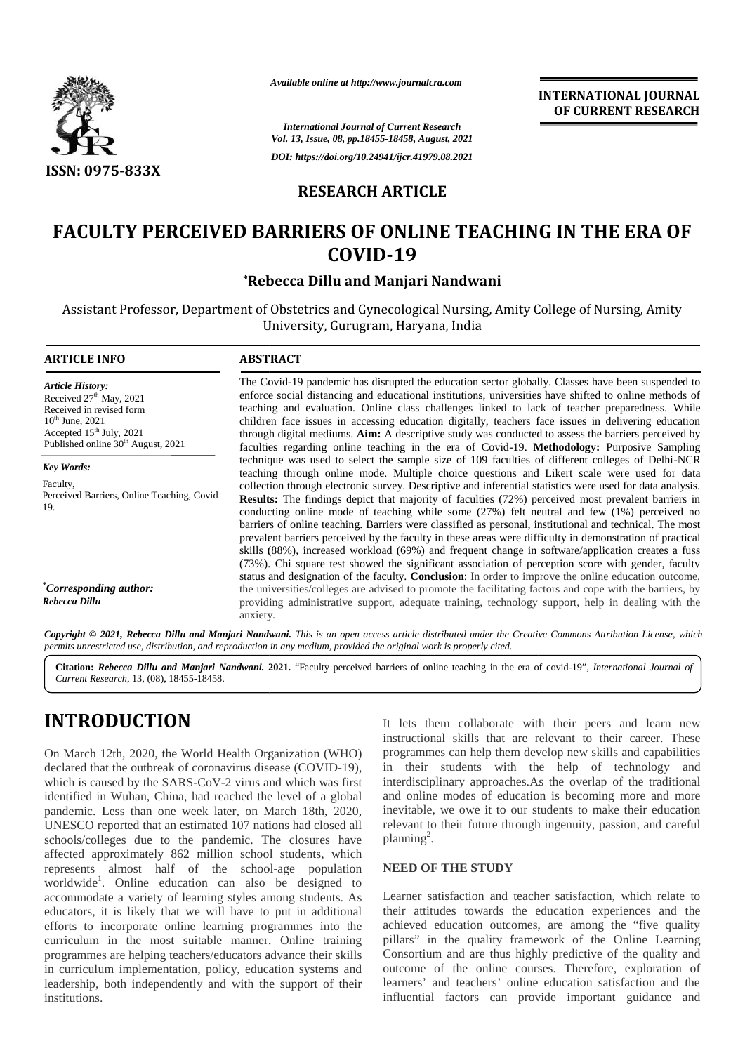*Available online at http://www.journalcra.com*

*International Journal of Current Research*
*Vol. 13, Issue, 08, pp.18455-18458, August, 2021*

*DOI: https://doi.org/10.24941/ijcr.41979.08.2021*

**INTERNATIONAL JOURNAL OF CURRENT RESEARCH**

ISSN: 0975-833X

## RESEARCH ARTICLE

# FACULTY PERCEIVED BARRIERS OF ONLINE TEACHING IN THE ERA OF COVID-19

**\*Rebecca Dillu and Manjari Nandwani**

Assistant Professor, Department of Obstetrics and Gynecological Nursing, Amity College of Nursing, Amity University, Gurugram, Haryana, India

### ARTICLE INFO

*Article History:*
Received 27[th] May, 2021
Received in revised form
10[th] June, 2021
Accepted 15[th] July, 2021
Published online 30[th] August, 2021

*Key Words:*
Faculty,
Perceived Barriers, Online Teaching, Covid 19.

*\*Corresponding author:*
*Rebecca Dillu*

### ABSTRACT

The Covid-19 pandemic has disrupted the education sector globally. Classes have been suspended to enforce social distancing and educational institutions, universities have shifted to online methods of teaching and evaluation. Online class challenges linked to lack of teacher preparedness. While children face issues in accessing education digitally, teachers face issues in delivering education through digital mediums. **Aim:** A descriptive study was conducted to assess the barriers perceived by faculties regarding online teaching in the era of Covid-19. **Methodology:** Purposive Sampling technique was used to select the sample size of 109 faculties of different colleges of Delhi-NCR teaching through online mode. Multiple choice questions and Likert scale were used for data collection through electronic survey. Descriptive and inferential statistics were used for data analysis. **Results:** The findings depict that majority of faculties (72%) perceived most prevalent barriers in conducting online mode of teaching while some (27%) felt neutral and few (1%) perceived no barriers of online teaching. Barriers were classified as personal, institutional and technical. The most prevalent barriers perceived by the faculty in these areas were difficulty in demonstration of practical skills (88%), increased workload (69%) and frequent change in software/application creates a fuss (73%). Chi square test showed the significant association of perception score with gender, faculty status and designation of the faculty. **Conclusion**: In order to improve the online education outcome, the universities/colleges are advised to promote the facilitating factors and cope with the barriers, by providing administrative support, adequate training, technology support, help in dealing with the anxiety.

*Copyright © 2021, Rebecca Dillu and Manjari Nandwani. This is an open access article distributed under the Creative Commons Attribution License, which permits unrestricted use, distribution, and reproduction in any medium, provided the original work is properly cited.*

**Citation:** ***Rebecca Dillu and Manjari Nandwani.* 2021.** "Faculty perceived barriers of online teaching in the era of covid-19", *International Journal of Current Research*, 13, (08), 18455-18458.

# INTRODUCTION

On March 12th, 2020, the World Health Organization (WHO) declared that the outbreak of coronavirus disease (COVID-19), which is caused by the SARS-CoV-2 virus and which was first identified in Wuhan, China, had reached the level of a global pandemic. Less than one week later, on March 18th, 2020, UNESCO reported that an estimated 107 nations had closed all schools/colleges due to the pandemic. The closures have affected approximately 862 million school students, which represents almost half of the school-age population worldwide[1]. Online education can also be designed to accommodate a variety of learning styles among students. As educators, it is likely that we will have to put in additional efforts to incorporate online learning programmes into the curriculum in the most suitable manner. Online training programmes are helping teachers/educators advance their skills in curriculum implementation, policy, education systems and leadership, both independently and with the support of their institutions. It lets them collaborate with their peers and learn new instructional skills that are relevant to their career. These programmes can help them develop new skills and capabilities in their students with the help of technology and interdisciplinary approaches.As the overlap of the traditional and online modes of education is becoming more and more inevitable, we owe it to our students to make their education relevant to their future through ingenuity, passion, and careful planning[2].

### NEED OF THE STUDY

Learner satisfaction and teacher satisfaction, which relate to their attitudes towards the education experiences and the achieved education outcomes, are among the "five quality pillars" in the quality framework of the Online Learning Consortium and are thus highly predictive of the quality and outcome of the online courses. Therefore, exploration of learners' and teachers' online education satisfaction and the influential factors can provide important guidance and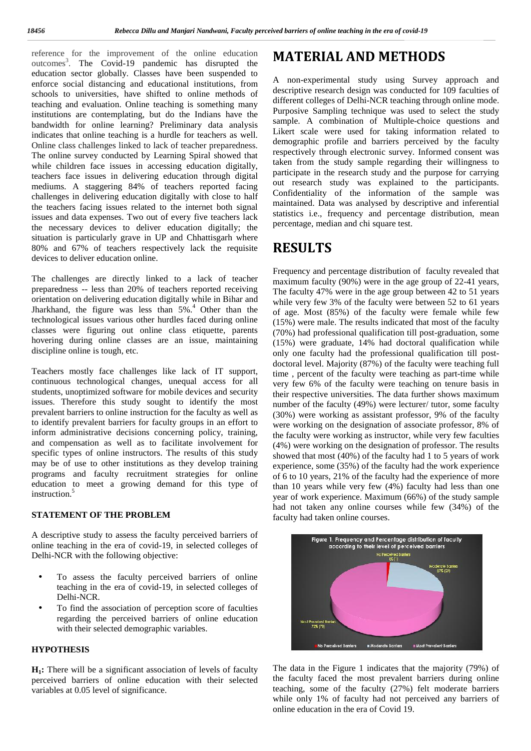reference for the improvement of the online education outcomes[3]. The Covid-19 pandemic has disrupted the education sector globally. Classes have been suspended to enforce social distancing and educational institutions, from schools to universities, have shifted to online methods of teaching and evaluation. Online teaching is something many institutions are contemplating, but do the Indians have the bandwidth for online learning? Preliminary data analysis indicates that online teaching is a hurdle for teachers as well. Online class challenges linked to lack of teacher preparedness. The online survey conducted by Learning Spiral showed that while children face issues in accessing education digitally, teachers face issues in delivering education through digital mediums. A staggering 84% of teachers reported facing challenges in delivering education digitally with close to half the teachers facing issues related to the internet both signal issues and data expenses. Two out of every five teachers lack the necessary devices to deliver education digitally; the situation is particularly grave in UP and Chhattisgarh where 80% and 67% of teachers respectively lack the requisite devices to deliver education online.

The challenges are directly linked to a lack of teacher preparedness -- less than 20% of teachers reported receiving orientation on delivering education digitally while in Bihar and Jharkhand, the figure was less than 5%.[4] Other than the technological issues various other hurdles faced during online classes were figuring out online class etiquette, parents hovering during online classes are an issue, maintaining discipline online is tough, etc.

Teachers mostly face challenges like lack of IT support, continuous technological changes, unequal access for all students, unoptimized software for mobile devices and security issues. Therefore this study sought to identify the most prevalent barriers to online instruction for the faculty as well as to identify prevalent barriers for faculty groups in an effort to inform administrative decisions concerning policy, training, and compensation as well as to facilitate involvement for specific types of online instructors. The results of this study may be of use to other institutions as they develop training programs and faculty recruitment strategies for online education to meet a growing demand for this type of instruction.[5]

### STATEMENT OF THE PROBLEM

A descriptive study to assess the faculty perceived barriers of online teaching in the era of covid-19, in selected colleges of Delhi-NCR with the following objective:

- To assess the faculty perceived barriers of online teaching in the era of covid-19, in selected colleges of Delhi-NCR.
- To find the association of perception score of faculties regarding the perceived barriers of online education with their selected demographic variables.

### HYPOTHESIS

**$H_1$:** There will be a significant association of levels of faculty perceived barriers of online education with their selected variables at 0.05 level of significance.

## MATERIAL AND METHODS

A non-experimental study using Survey approach and descriptive research design was conducted for 109 faculties of different colleges of Delhi-NCR teaching through online mode. Purposive Sampling technique was used to select the study sample. A combination of Multiple-choice questions and Likert scale were used for taking information related to demographic profile and barriers perceived by the faculty respectively through electronic survey. Informed consent was taken from the study sample regarding their willingness to participate in the research study and the purpose for carrying out research study was explained to the participants. Confidentiality of the information of the sample was maintained. Data was analysed by descriptive and inferential statistics i.e., frequency and percentage distribution, mean percentage, median and chi square test.

## RESULTS

Frequency and percentage distribution of faculty revealed that maximum faculty (90%) were in the age group of 22-41 years, The faculty 47% were in the age group between 42 to 51 years while very few 3% of the faculty were between 52 to 61 years of age. Most (85%) of the faculty were female while few (15%) were male. The results indicated that most of the faculty (70%) had professional qualification till post-graduation, some (15%) were graduate, 14% had doctoral qualification while only one faculty had the professional qualification till post-doctoral level. Majority (87%) of the faculty were teaching full time , percent of the faculty were teaching as part-time while very few 6% of the faculty were teaching on tenure basis in their respective universities. The data further shows maximum number of the faculty (49%) were lecturer/ tutor, some faculty (30%) were working as assistant professor, 9% of the faculty were working on the designation of associate professor, 8% of the faculty were working as instructor, while very few faculties (4%) were working on the designation of professor. The results showed that most (40%) of the faculty had 1 to 5 years of work experience, some (35%) of the faculty had the work experience of 6 to 10 years, 21% of the faculty had the experience of more than 10 years while very few (4%) faculty had less than one year of work experience. Maximum (66%) of the study sample had not taken any online courses while few (34%) of the faculty had taken online courses.

Figure 1. Frequency and Percentage distribution of faculty according to their level of perceived barriers

The data in the Figure 1 indicates that the majority (79%) of the faculty faced the most prevalent barriers during online teaching, some of the faculty (27%) felt moderate barriers while only 1% of faculty had not perceived any barriers of online education in the era of Covid 19.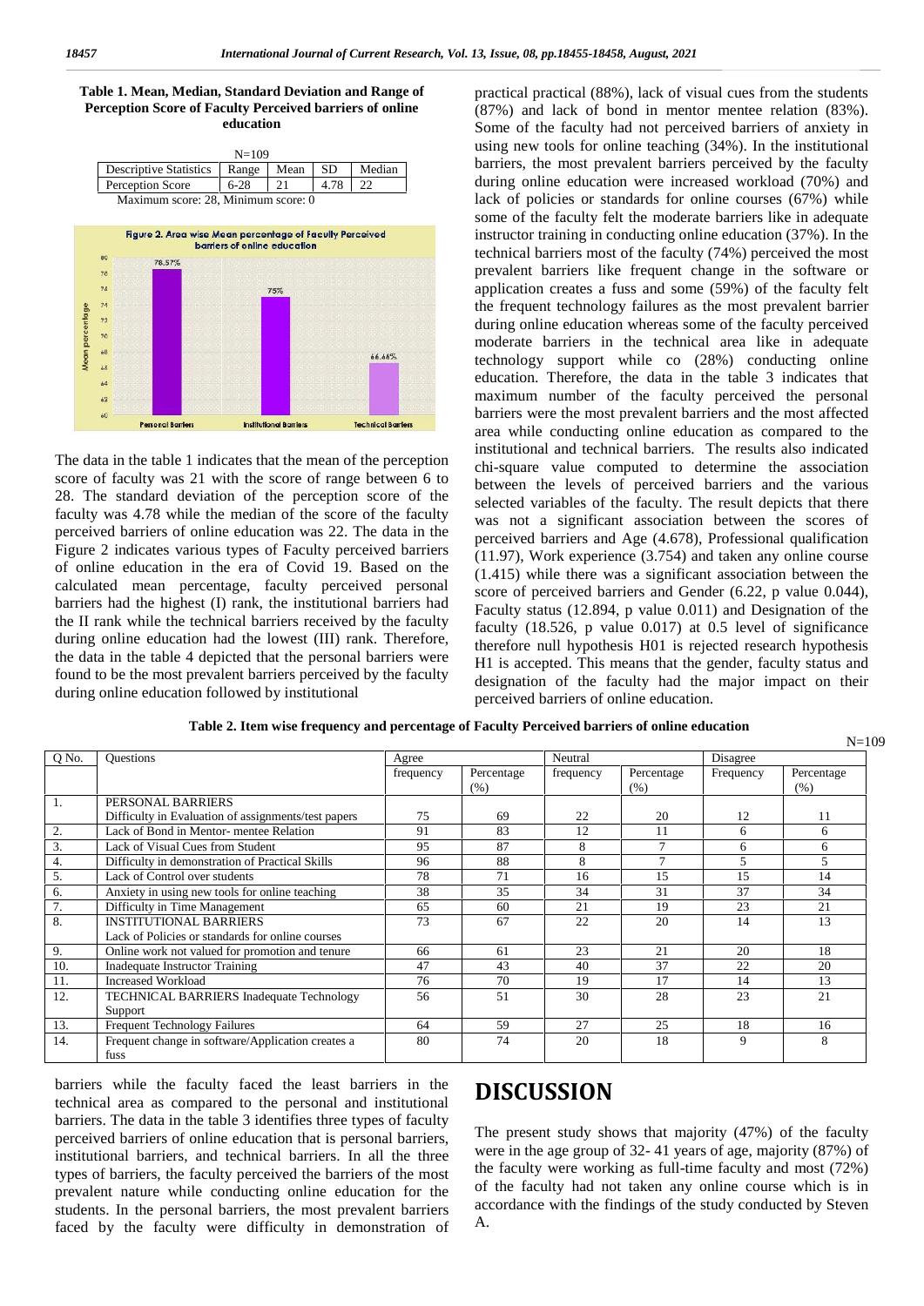**Table 1. Mean, Median, Standard Deviation and Range of Perception Score of Faculty Perceived barriers of online education**

N=109

| Descriptive Statistics | Range | Mean | SD | Median |
|---|---|---|---|---|
| Perception Score | 6-28 | 21 | 4.78 | 22 |

Maximum score: 28, Minimum score: 0

Figure 2. Area wise Mean percentage of Faculty Perceived barriers of online education

The data in the table 1 indicates that the mean of the perception score of faculty was 21 with the score of range between 6 to 28. The standard deviation of the perception score of the faculty was 4.78 while the median of the score of the faculty perceived barriers of online education was 22. The data in the Figure 2 indicates various types of Faculty perceived barriers of online education in the era of Covid 19. Based on the calculated mean percentage, faculty perceived personal barriers had the highest (I) rank, the institutional barriers had the II rank while the technical barriers received by the faculty during online education had the lowest (III) rank. Therefore, the data in the table 4 depicted that the personal barriers were found to be the most prevalent barriers perceived by the faculty during online education followed by institutional barriers while the faculty faced the least barriers in the technical area as compared to the personal and institutional barriers. The data in the table 3 identifies three types of faculty perceived barriers of online education that is personal barriers, institutional barriers, and technical barriers. In all the three types of barriers, the faculty perceived the barriers of the most prevalent nature while conducting online education for the students. In the personal barriers, the most prevalent barriers faced by the faculty were difficulty in demonstration of practical practical (88%), lack of visual cues from the students (87%) and lack of bond in mentor mentee relation (83%). Some of the faculty had not perceived barriers of anxiety in using new tools for online teaching (34%). In the institutional barriers, the most prevalent barriers perceived by the faculty during online education were increased workload (70%) and lack of policies or standards for online courses (67%) while some of the faculty felt the moderate barriers like in adequate instructor training in conducting online education (37%). In the technical barriers most of the faculty (74%) perceived the most prevalent barriers like frequent change in the software or application creates a fuss and some (59%) of the faculty felt the frequent technology failures as the most prevalent barrier during online education whereas some of the faculty perceived moderate barriers in the technical area like in adequate technology support while co (28%) conducting online education. Therefore, the data in the table 3 indicates that maximum number of the faculty perceived the personal barriers were the most prevalent barriers and the most affected area while conducting online education as compared to the institutional and technical barriers. The results also indicated chi-square value computed to determine the association between the levels of perceived barriers and the various selected variables of the faculty. The result depicts that there was not a significant association between the scores of perceived barriers and Age (4.678), Professional qualification (11.97), Work experience (3.754) and taken any online course (1.415) while there was a significant association between the score of perceived barriers and Gender (6.22, p value 0.044), Faculty status (12.894, p value 0.011) and Designation of the faculty (18.526, p value 0.017) at 0.5 level of significance therefore null hypothesis H01 is rejected research hypothesis H1 is accepted. This means that the gender, faculty status and designation of the faculty had the major impact on their perceived barriers of online education.

**Table 2. Item wise frequency and percentage of Faculty Perceived barriers of online education**

N=109

| Q No. | Questions | Agree | | Neutral | | Disagree | |
|---|---|---|---|---|---|---|---|
| | | frequency | Percentage (%) | frequency | Percentage (%) | Frequency | Percentage (%) |
| 1. | PERSONAL BARRIERS<br>Difficulty in Evaluation of assignments/test papers | 75 | 69 | 22 | 20 | 12 | 11 |
| 2. | Lack of Bond in Mentor- mentee Relation | 91 | 83 | 12 | 11 | 6 | 6 |
| 3. | Lack of Visual Cues from Student | 95 | 87 | 8 | 7 | 6 | 6 |
| 4. | Difficulty in demonstration of Practical Skills | 96 | 88 | 8 | 7 | 5 | 5 |
| 5. | Lack of Control over students | 78 | 71 | 16 | 15 | 15 | 14 |
| 6. | Anxiety in using new tools for online teaching | 38 | 35 | 34 | 31 | 37 | 34 |
| 7. | Difficulty in Time Management | 65 | 60 | 21 | 19 | 23 | 21 |
| 8. | INSTITUTIONAL BARRIERS<br>Lack of Policies or standards for online courses | 73 | 67 | 22 | 20 | 14 | 13 |
| 9. | Online work not valued for promotion and tenure | 66 | 61 | 23 | 21 | 20 | 18 |
| 10. | Inadequate Instructor Training | 47 | 43 | 40 | 37 | 22 | 20 |
| 11. | Increased Workload | 76 | 70 | 19 | 17 | 14 | 13 |
| 12. | TECHNICAL BARRIERS Inadequate Technology Support | 56 | 51 | 30 | 28 | 23 | 21 |
| 13. | Frequent Technology Failures | 64 | 59 | 27 | 25 | 18 | 16 |
| 14. | Frequent change in software/Application creates a fuss | 80 | 74 | 20 | 18 | 9 | 8 |

## DISCUSSION

The present study shows that majority (47%) of the faculty were in the age group of 32- 41 years of age, majority (87%) of the faculty were working as full-time faculty and most (72%) of the faculty had not taken any online course which is in accordance with the findings of the study conducted by Steven A.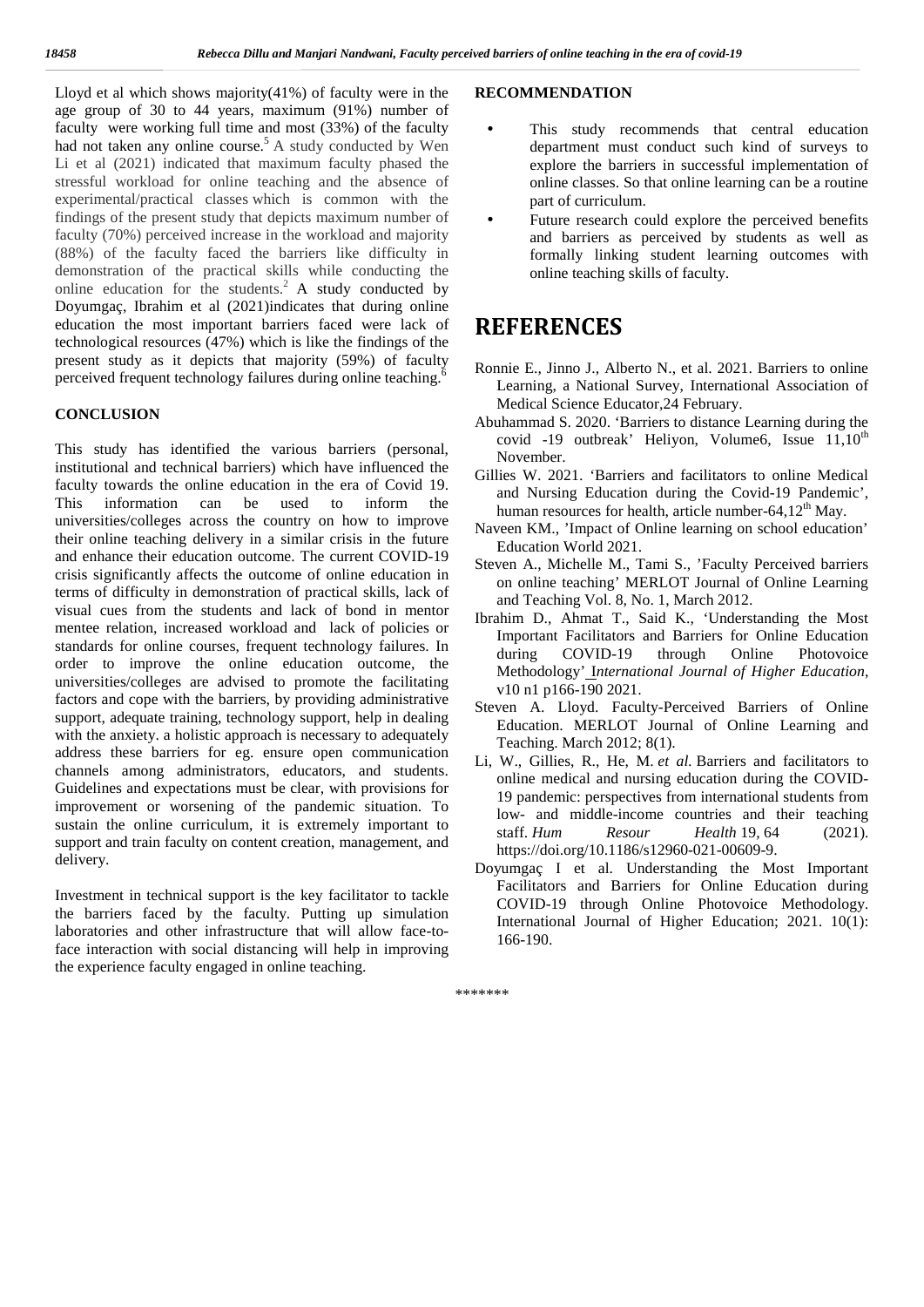Lloyd et al which shows majority(41%) of faculty were in the age group of 30 to 44 years, maximum (91%) number of faculty were working full time and most (33%) of the faculty had not taken any online course.[5] A study conducted by Wen Li et al (2021) indicated that maximum faculty phased the stressful workload for online teaching and the absence of experimental/practical classes which is common with the findings of the present study that depicts maximum number of faculty (70%) perceived increase in the workload and majority (88%) of the faculty faced the barriers like difficulty in demonstration of the practical skills while conducting the online education for the students.[2] A study conducted by Doyumgaç, Ibrahim et al (2021)indicates that during online education the most important barriers faced were lack of technological resources (47%) which is like the findings of the present study as it depicts that majority (59%) of faculty perceived frequent technology failures during online teaching.[6]

## CONCLUSION

This study has identified the various barriers (personal, institutional and technical barriers) which have influenced the faculty towards the online education in the era of Covid 19. This information can be used to inform the universities/colleges across the country on how to improve their online teaching delivery in a similar crisis in the future and enhance their education outcome. The current COVID-19 crisis significantly affects the outcome of online education in terms of difficulty in demonstration of practical skills, lack of visual cues from the students and lack of bond in mentor mentee relation, increased workload and lack of policies or standards for online courses, frequent technology failures. In order to improve the online education outcome, the universities/colleges are advised to promote the facilitating factors and cope with the barriers, by providing administrative support, adequate training, technology support, help in dealing with the anxiety. a holistic approach is necessary to adequately address these barriers for eg. ensure open communication channels among administrators, educators, and students. Guidelines and expectations must be clear, with provisions for improvement or worsening of the pandemic situation. To sustain the online curriculum, it is extremely important to support and train faculty on content creation, management, and delivery.

Investment in technical support is the key facilitator to tackle the barriers faced by the faculty. Putting up simulation laboratories and other infrastructure that will allow face-to-face interaction with social distancing will help in improving the experience faculty engaged in online teaching.

## RECOMMENDATION

- This study recommends that central education department must conduct such kind of surveys to explore the barriers in successful implementation of online classes. So that online learning can be a routine part of curriculum.
- Future research could explore the perceived benefits and barriers as perceived by students as well as formally linking student learning outcomes with online teaching skills of faculty.

# REFERENCES

Ronnie E., Jinno J., Alberto N., et al. 2021. Barriers to online Learning, a National Survey, International Association of Medical Science Educator,24 February.

Abuhammad S. 2020. 'Barriers to distance Learning during the covid -19 outbreak' Heliyon, Volume6, Issue 11,10[th] November.

Gillies W. 2021. 'Barriers and facilitators to online Medical and Nursing Education during the Covid-19 Pandemic', human resources for health, article number-64,12[th] May.

Naveen KM., 'Impact of Online learning on school education' Education World 2021.

Steven A., Michelle M., Tami S., 'Faculty Perceived barriers on online teaching' MERLOT Journal of Online Learning and Teaching Vol. 8, No. 1, March 2012.

Ibrahim D., Ahmat T., Said K., 'Understanding the Most Important Facilitators and Barriers for Online Education during COVID-19 through Online Photovoice Methodology' *International Journal of Higher Education*, v10 n1 p166-190 2021.

Steven A. Lloyd. Faculty-Perceived Barriers of Online Education. MERLOT Journal of Online Learning and Teaching. March 2012; 8(1).

Li, W., Gillies, R., He, M. *et al*. Barriers and facilitators to online medical and nursing education during the COVID-19 pandemic: perspectives from international students from low- and middle-income countries and their teaching staff. *Hum Resour Health* 19, 64 (2021). https://doi.org/10.1186/s12960-021-00609-9.

Doyumgaç I et al. Understanding the Most Important Facilitators and Barriers for Online Education during COVID-19 through Online Photovoice Methodology. International Journal of Higher Education; 2021. 10(1): 166-190.

\*\*\*\*\*\*\*